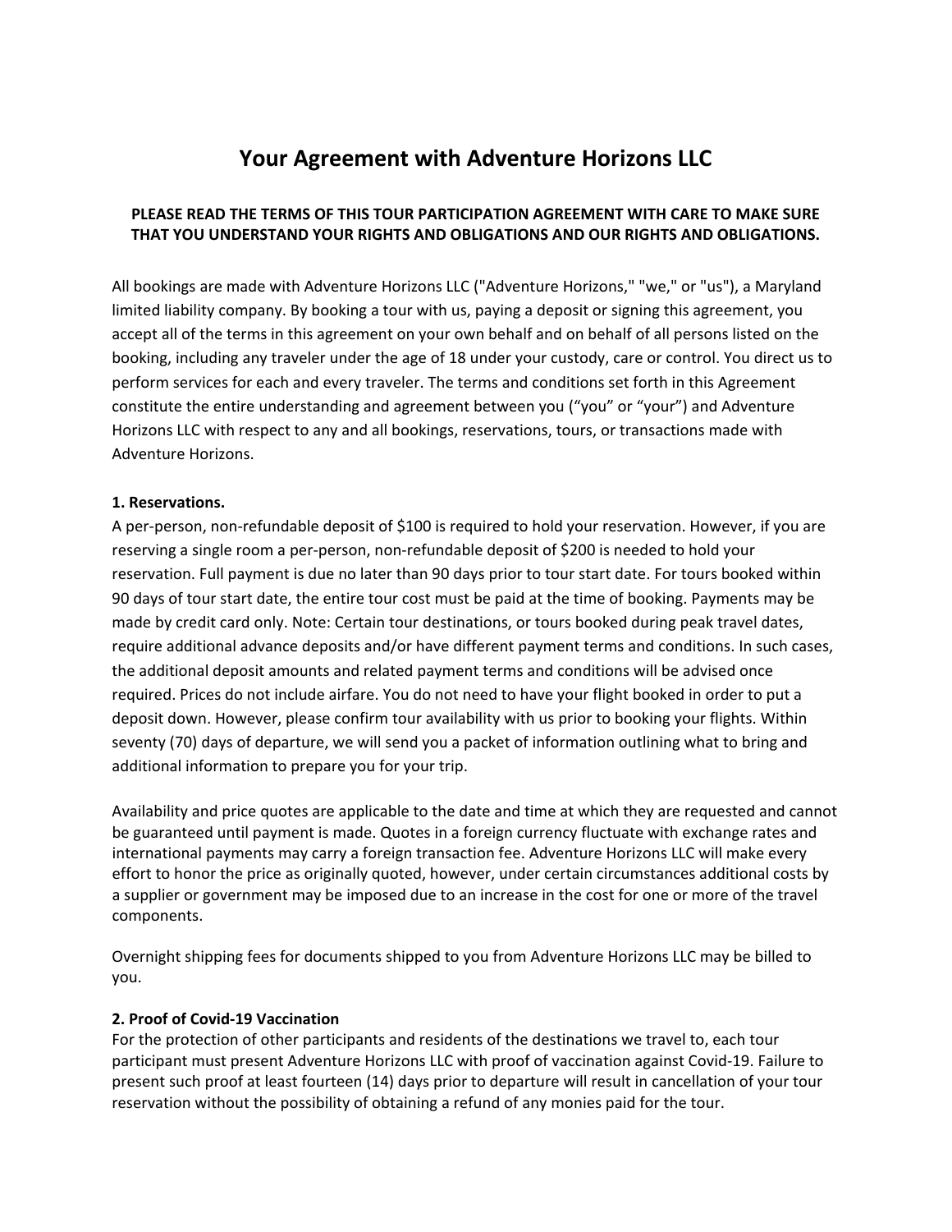# Your Agreement with Adventure Horizons LLC

**PLEASE READ THE TERMS OF THIS TOUR PARTICIPATION AGREEMENT WITH CARE TO MAKE SURE THAT YOU UNDERSTAND YOUR RIGHTS AND OBLIGATIONS AND OUR RIGHTS AND OBLIGATIONS.**

All bookings are made with Adventure Horizons LLC ("Adventure Horizons," "we," or "us"), a Maryland limited liability company. By booking a tour with us, paying a deposit or signing this agreement, you accept all of the terms in this agreement on your own behalf and on behalf of all persons listed on the booking, including any traveler under the age of 18 under your custody, care or control. You direct us to perform services for each and every traveler. The terms and conditions set forth in this Agreement constitute the entire understanding and agreement between you ("you" or "your") and Adventure Horizons LLC with respect to any and all bookings, reservations, tours, or transactions made with Adventure Horizons.

**1. Reservations.**

A per-person, non-refundable deposit of $100 is required to hold your reservation. However, if you are reserving a single room a per-person, non-refundable deposit of $200 is needed to hold your reservation. Full payment is due no later than 90 days prior to tour start date. For tours booked within 90 days of tour start date, the entire tour cost must be paid at the time of booking. Payments may be made by credit card only. Note: Certain tour destinations, or tours booked during peak travel dates, require additional advance deposits and/or have different payment terms and conditions. In such cases, the additional deposit amounts and related payment terms and conditions will be advised once required. Prices do not include airfare. You do not need to have your flight booked in order to put a deposit down. However, please confirm tour availability with us prior to booking your flights. Within seventy (70) days of departure, we will send you a packet of information outlining what to bring and additional information to prepare you for your trip.

Availability and price quotes are applicable to the date and time at which they are requested and cannot be guaranteed until payment is made. Quotes in a foreign currency fluctuate with exchange rates and international payments may carry a foreign transaction fee. Adventure Horizons LLC will make every effort to honor the price as originally quoted, however, under certain circumstances additional costs by a supplier or government may be imposed due to an increase in the cost for one or more of the travel components.

Overnight shipping fees for documents shipped to you from Adventure Horizons LLC may be billed to you.

**2. Proof of Covid-19 Vaccination**

For the protection of other participants and residents of the destinations we travel to, each tour participant must present Adventure Horizons LLC with proof of vaccination against Covid-19. Failure to present such proof at least fourteen (14) days prior to departure will result in cancellation of your tour reservation without the possibility of obtaining a refund of any monies paid for the tour.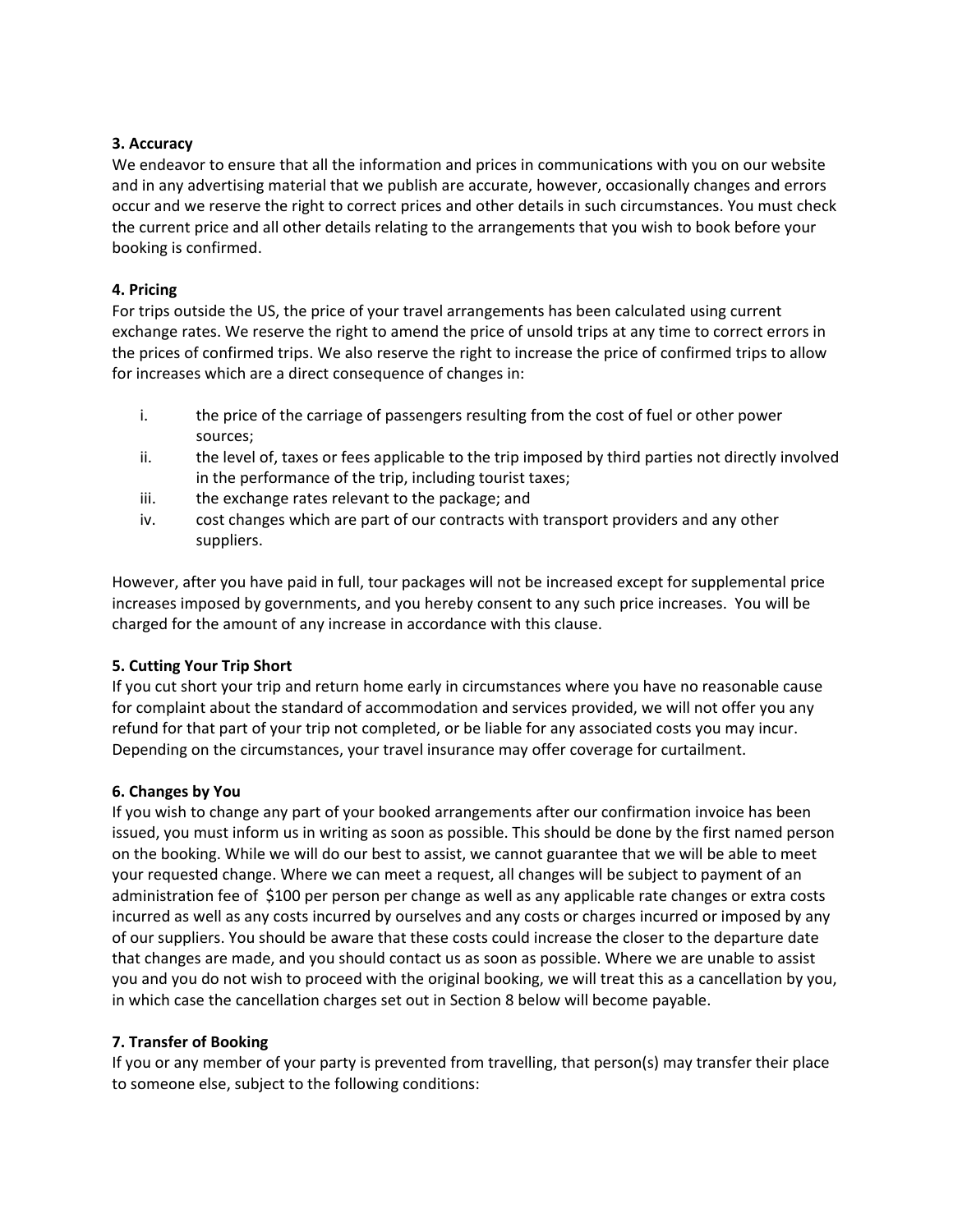**3. Accuracy**

We endeavor to ensure that all the information and prices in communications with you on our website and in any advertising material that we publish are accurate, however, occasionally changes and errors occur and we reserve the right to correct prices and other details in such circumstances. You must check the current price and all other details relating to the arrangements that you wish to book before your booking is confirmed.

**4. Pricing**

For trips outside the US, the price of your travel arrangements has been calculated using current exchange rates. We reserve the right to amend the price of unsold trips at any time to correct errors in the prices of confirmed trips. We also reserve the right to increase the price of confirmed trips to allow for increases which are a direct consequence of changes in:

i. the price of the carriage of passengers resulting from the cost of fuel or other power sources;
ii. the level of, taxes or fees applicable to the trip imposed by third parties not directly involved in the performance of the trip, including tourist taxes;
iii. the exchange rates relevant to the package; and
iv. cost changes which are part of our contracts with transport providers and any other suppliers.

However, after you have paid in full, tour packages will not be increased except for supplemental price increases imposed by governments, and you hereby consent to any such price increases. You will be charged for the amount of any increase in accordance with this clause.

**5. Cutting Your Trip Short**

If you cut short your trip and return home early in circumstances where you have no reasonable cause for complaint about the standard of accommodation and services provided, we will not offer you any refund for that part of your trip not completed, or be liable for any associated costs you may incur. Depending on the circumstances, your travel insurance may offer coverage for curtailment.

**6. Changes by You**

If you wish to change any part of your booked arrangements after our confirmation invoice has been issued, you must inform us in writing as soon as possible. This should be done by the first named person on the booking. While we will do our best to assist, we cannot guarantee that we will be able to meet your requested change. Where we can meet a request, all changes will be subject to payment of an administration fee of $100 per person per change as well as any applicable rate changes or extra costs incurred as well as any costs incurred by ourselves and any costs or charges incurred or imposed by any of our suppliers. You should be aware that these costs could increase the closer to the departure date that changes are made, and you should contact us as soon as possible. Where we are unable to assist you and you do not wish to proceed with the original booking, we will treat this as a cancellation by you, in which case the cancellation charges set out in Section 8 below will become payable.

**7. Transfer of Booking**

If you or any member of your party is prevented from travelling, that person(s) may transfer their place to someone else, subject to the following conditions: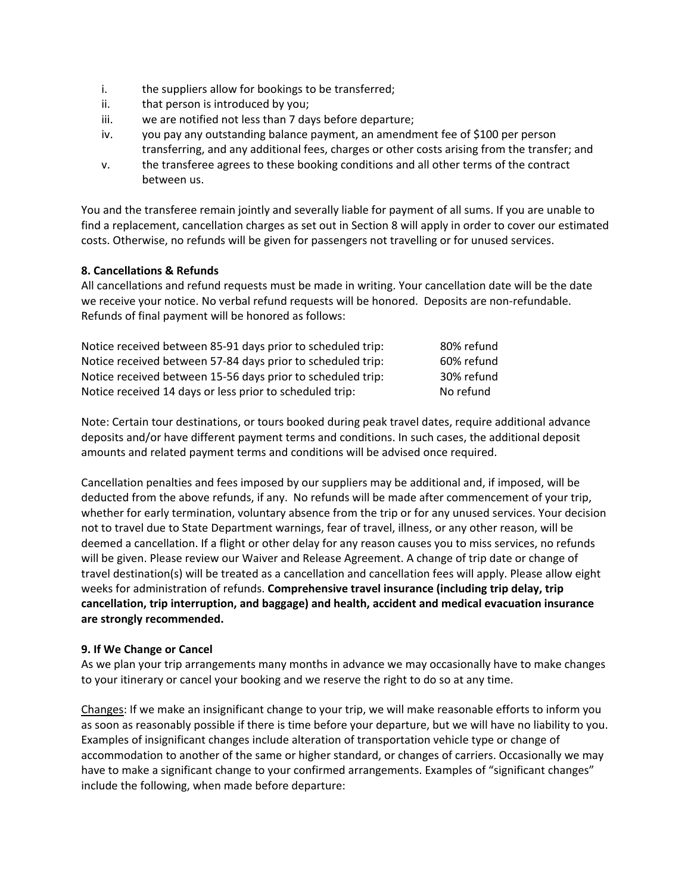i. the suppliers allow for bookings to be transferred;
ii. that person is introduced by you;
iii. we are notified not less than 7 days before departure;
iv. you pay any outstanding balance payment, an amendment fee of $100 per person transferring, and any additional fees, charges or other costs arising from the transfer; and
v. the transferee agrees to these booking conditions and all other terms of the contract between us.

You and the transferee remain jointly and severally liable for payment of all sums. If you are unable to find a replacement, cancellation charges as set out in Section 8 will apply in order to cover our estimated costs. Otherwise, no refunds will be given for passengers not travelling or for unused services.

**8. Cancellations & Refunds**

All cancellations and refund requests must be made in writing. Your cancellation date will be the date we receive your notice. No verbal refund requests will be honored. Deposits are non-refundable. Refunds of final payment will be honored as follows:

| | |
|---|---|
| Notice received between 85-91 days prior to scheduled trip: | 80% refund |
| Notice received between 57-84 days prior to scheduled trip: | 60% refund |
| Notice received between 15-56 days prior to scheduled trip: | 30% refund |
| Notice received 14 days or less prior to scheduled trip: | No refund |

Note: Certain tour destinations, or tours booked during peak travel dates, require additional advance deposits and/or have different payment terms and conditions. In such cases, the additional deposit amounts and related payment terms and conditions will be advised once required.

Cancellation penalties and fees imposed by our suppliers may be additional and, if imposed, will be deducted from the above refunds, if any. No refunds will be made after commencement of your trip, whether for early termination, voluntary absence from the trip or for any unused services. Your decision not to travel due to State Department warnings, fear of travel, illness, or any other reason, will be deemed a cancellation. If a flight or other delay for any reason causes you to miss services, no refunds will be given. Please review our Waiver and Release Agreement. A change of trip date or change of travel destination(s) will be treated as a cancellation and cancellation fees will apply. Please allow eight weeks for administration of refunds. **Comprehensive travel insurance (including trip delay, trip cancellation, trip interruption, and baggage) and health, accident and medical evacuation insurance are strongly recommended.**

**9. If We Change or Cancel**

As we plan your trip arrangements many months in advance we may occasionally have to make changes to your itinerary or cancel your booking and we reserve the right to do so at any time.

Changes: If we make an insignificant change to your trip, we will make reasonable efforts to inform you as soon as reasonably possible if there is time before your departure, but we will have no liability to you. Examples of insignificant changes include alteration of transportation vehicle type or change of accommodation to another of the same or higher standard, or changes of carriers. Occasionally we may have to make a significant change to your confirmed arrangements. Examples of "significant changes" include the following, when made before departure: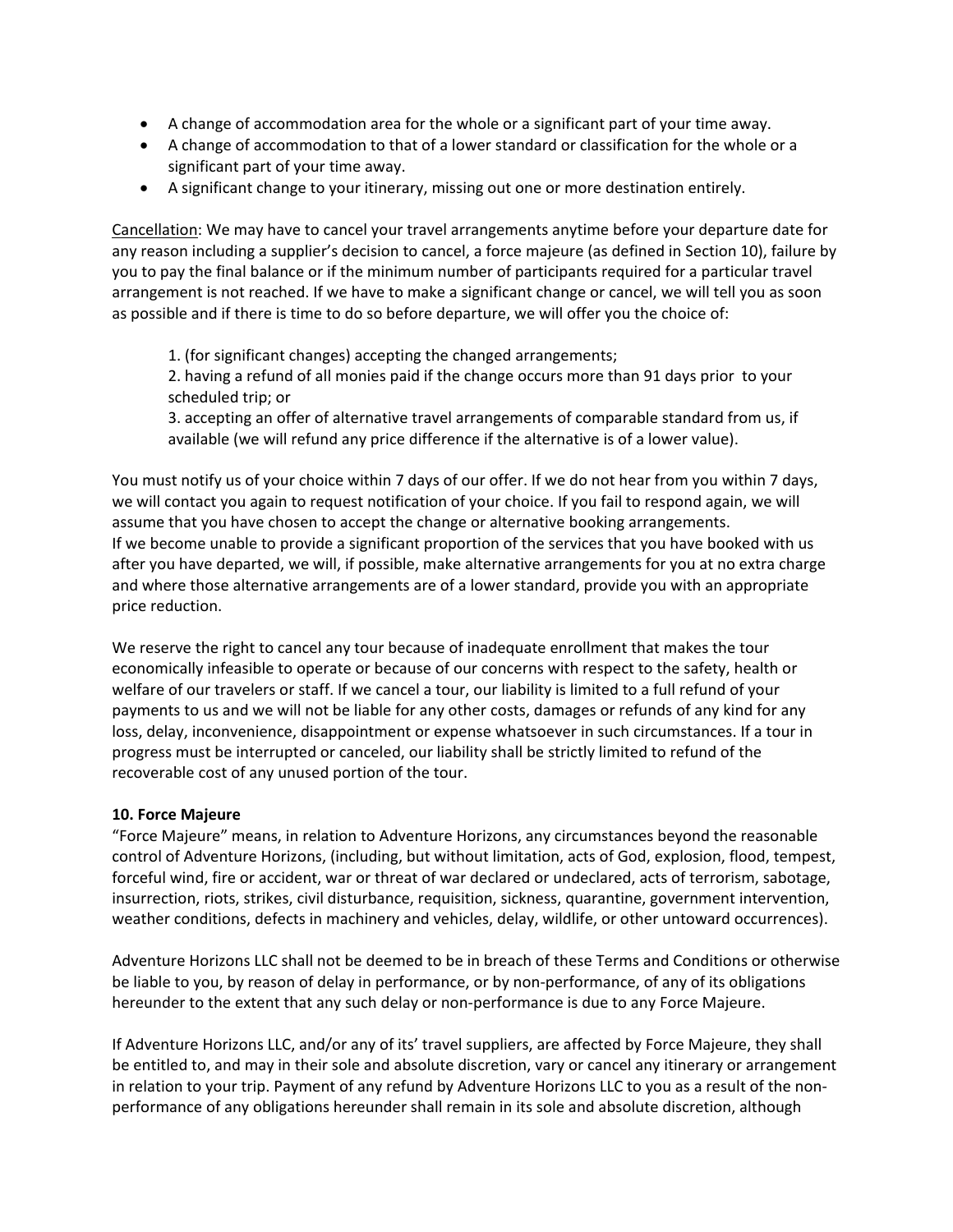- A change of accommodation area for the whole or a significant part of your time away.
- A change of accommodation to that of a lower standard or classification for the whole or a significant part of your time away.
- A significant change to your itinerary, missing out one or more destination entirely.

Cancellation: We may have to cancel your travel arrangements anytime before your departure date for any reason including a supplier's decision to cancel, a force majeure (as defined in Section 10), failure by you to pay the final balance or if the minimum number of participants required for a particular travel arrangement is not reached. If we have to make a significant change or cancel, we will tell you as soon as possible and if there is time to do so before departure, we will offer you the choice of:

1. (for significant changes) accepting the changed arrangements;
2. having a refund of all monies paid if the change occurs more than 91 days prior to your scheduled trip; or
3. accepting an offer of alternative travel arrangements of comparable standard from us, if available (we will refund any price difference if the alternative is of a lower value).

You must notify us of your choice within 7 days of our offer. If we do not hear from you within 7 days, we will contact you again to request notification of your choice. If you fail to respond again, we will assume that you have chosen to accept the change or alternative booking arrangements.
If we become unable to provide a significant proportion of the services that you have booked with us after you have departed, we will, if possible, make alternative arrangements for you at no extra charge and where those alternative arrangements are of a lower standard, provide you with an appropriate price reduction.

We reserve the right to cancel any tour because of inadequate enrollment that makes the tour economically infeasible to operate or because of our concerns with respect to the safety, health or welfare of our travelers or staff. If we cancel a tour, our liability is limited to a full refund of your payments to us and we will not be liable for any other costs, damages or refunds of any kind for any loss, delay, inconvenience, disappointment or expense whatsoever in such circumstances. If a tour in progress must be interrupted or canceled, our liability shall be strictly limited to refund of the recoverable cost of any unused portion of the tour.

**10. Force Majeure**

"Force Majeure" means, in relation to Adventure Horizons, any circumstances beyond the reasonable control of Adventure Horizons, (including, but without limitation, acts of God, explosion, flood, tempest, forceful wind, fire or accident, war or threat of war declared or undeclared, acts of terrorism, sabotage, insurrection, riots, strikes, civil disturbance, requisition, sickness, quarantine, government intervention, weather conditions, defects in machinery and vehicles, delay, wildlife, or other untoward occurrences).

Adventure Horizons LLC shall not be deemed to be in breach of these Terms and Conditions or otherwise be liable to you, by reason of delay in performance, or by non-performance, of any of its obligations hereunder to the extent that any such delay or non-performance is due to any Force Majeure.

If Adventure Horizons LLC, and/or any of its' travel suppliers, are affected by Force Majeure, they shall be entitled to, and may in their sole and absolute discretion, vary or cancel any itinerary or arrangement in relation to your trip. Payment of any refund by Adventure Horizons LLC to you as a result of the non-performance of any obligations hereunder shall remain in its sole and absolute discretion, although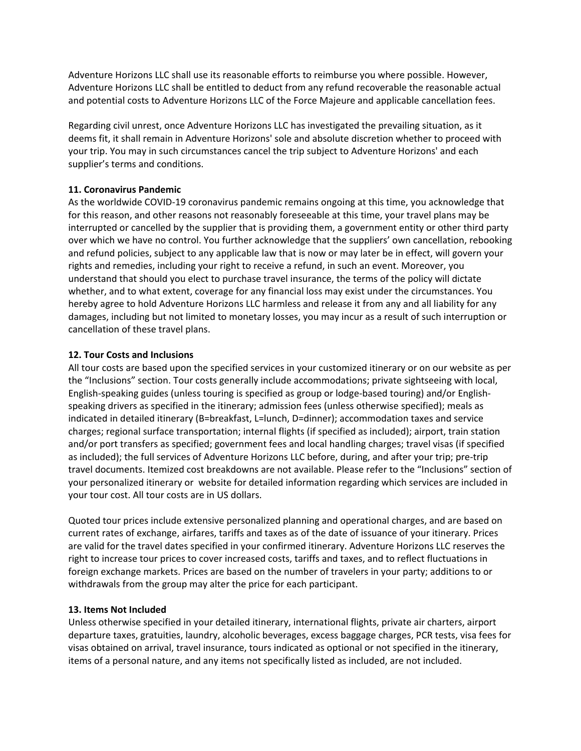Adventure Horizons LLC shall use its reasonable efforts to reimburse you where possible. However, Adventure Horizons LLC shall be entitled to deduct from any refund recoverable the reasonable actual and potential costs to Adventure Horizons LLC of the Force Majeure and applicable cancellation fees.

Regarding civil unrest, once Adventure Horizons LLC has investigated the prevailing situation, as it deems fit, it shall remain in Adventure Horizons' sole and absolute discretion whether to proceed with your trip. You may in such circumstances cancel the trip subject to Adventure Horizons' and each supplier's terms and conditions.

**11. Coronavirus Pandemic**

As the worldwide COVID-19 coronavirus pandemic remains ongoing at this time, you acknowledge that for this reason, and other reasons not reasonably foreseeable at this time, your travel plans may be interrupted or cancelled by the supplier that is providing them, a government entity or other third party over which we have no control. You further acknowledge that the suppliers' own cancellation, rebooking and refund policies, subject to any applicable law that is now or may later be in effect, will govern your rights and remedies, including your right to receive a refund, in such an event. Moreover, you understand that should you elect to purchase travel insurance, the terms of the policy will dictate whether, and to what extent, coverage for any financial loss may exist under the circumstances. You hereby agree to hold Adventure Horizons LLC harmless and release it from any and all liability for any damages, including but not limited to monetary losses, you may incur as a result of such interruption or cancellation of these travel plans.

**12. Tour Costs and Inclusions**

All tour costs are based upon the specified services in your customized itinerary or on our website as per the "Inclusions" section. Tour costs generally include accommodations; private sightseeing with local, English-speaking guides (unless touring is specified as group or lodge-based touring) and/or English-speaking drivers as specified in the itinerary; admission fees (unless otherwise specified); meals as indicated in detailed itinerary (B=breakfast, L=lunch, D=dinner); accommodation taxes and service charges; regional surface transportation; internal flights (if specified as included); airport, train station and/or port transfers as specified; government fees and local handling charges; travel visas (if specified as included); the full services of Adventure Horizons LLC before, during, and after your trip; pre-trip travel documents. Itemized cost breakdowns are not available. Please refer to the "Inclusions" section of your personalized itinerary or website for detailed information regarding which services are included in your tour cost. All tour costs are in US dollars.

Quoted tour prices include extensive personalized planning and operational charges, and are based on current rates of exchange, airfares, tariffs and taxes as of the date of issuance of your itinerary. Prices are valid for the travel dates specified in your confirmed itinerary. Adventure Horizons LLC reserves the right to increase tour prices to cover increased costs, tariffs and taxes, and to reflect fluctuations in foreign exchange markets. Prices are based on the number of travelers in your party; additions to or withdrawals from the group may alter the price for each participant.

**13. Items Not Included**

Unless otherwise specified in your detailed itinerary, international flights, private air charters, airport departure taxes, gratuities, laundry, alcoholic beverages, excess baggage charges, PCR tests, visa fees for visas obtained on arrival, travel insurance, tours indicated as optional or not specified in the itinerary, items of a personal nature, and any items not specifically listed as included, are not included.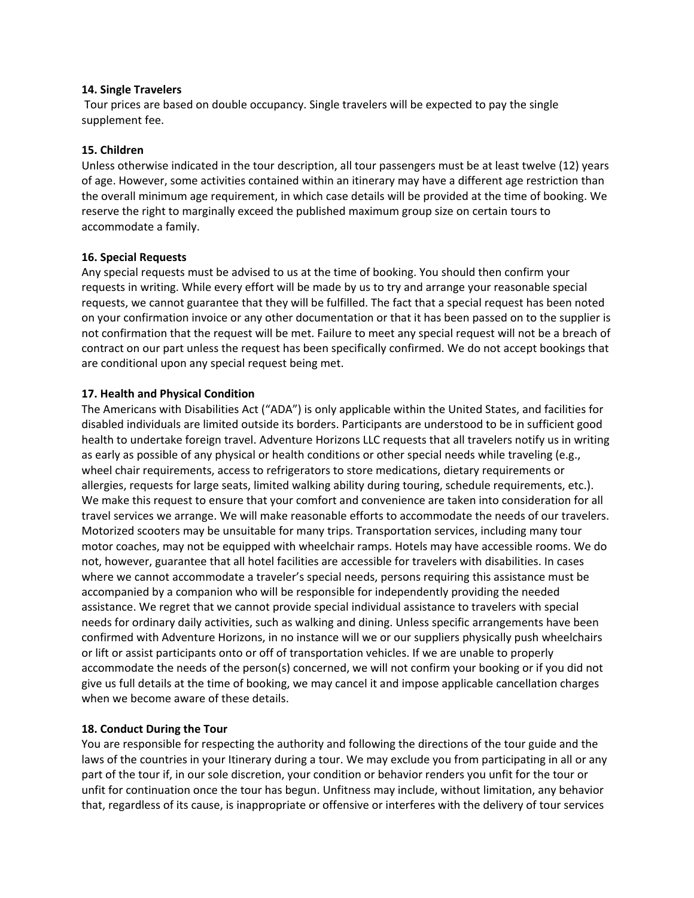**14. Single Travelers**

Tour prices are based on double occupancy. Single travelers will be expected to pay the single supplement fee.

**15. Children**

Unless otherwise indicated in the tour description, all tour passengers must be at least twelve (12) years of age. However, some activities contained within an itinerary may have a different age restriction than the overall minimum age requirement, in which case details will be provided at the time of booking. We reserve the right to marginally exceed the published maximum group size on certain tours to accommodate a family.

**16. Special Requests**

Any special requests must be advised to us at the time of booking. You should then confirm your requests in writing. While every effort will be made by us to try and arrange your reasonable special requests, we cannot guarantee that they will be fulfilled. The fact that a special request has been noted on your confirmation invoice or any other documentation or that it has been passed on to the supplier is not confirmation that the request will be met. Failure to meet any special request will not be a breach of contract on our part unless the request has been specifically confirmed. We do not accept bookings that are conditional upon any special request being met.

**17. Health and Physical Condition**

The Americans with Disabilities Act ("ADA") is only applicable within the United States, and facilities for disabled individuals are limited outside its borders. Participants are understood to be in sufficient good health to undertake foreign travel. Adventure Horizons LLC requests that all travelers notify us in writing as early as possible of any physical or health conditions or other special needs while traveling (e.g., wheel chair requirements, access to refrigerators to store medications, dietary requirements or allergies, requests for large seats, limited walking ability during touring, schedule requirements, etc.). We make this request to ensure that your comfort and convenience are taken into consideration for all travel services we arrange. We will make reasonable efforts to accommodate the needs of our travelers. Motorized scooters may be unsuitable for many trips. Transportation services, including many tour motor coaches, may not be equipped with wheelchair ramps. Hotels may have accessible rooms. We do not, however, guarantee that all hotel facilities are accessible for travelers with disabilities. In cases where we cannot accommodate a traveler's special needs, persons requiring this assistance must be accompanied by a companion who will be responsible for independently providing the needed assistance. We regret that we cannot provide special individual assistance to travelers with special needs for ordinary daily activities, such as walking and dining. Unless specific arrangements have been confirmed with Adventure Horizons, in no instance will we or our suppliers physically push wheelchairs or lift or assist participants onto or off of transportation vehicles. If we are unable to properly accommodate the needs of the person(s) concerned, we will not confirm your booking or if you did not give us full details at the time of booking, we may cancel it and impose applicable cancellation charges when we become aware of these details.

**18. Conduct During the Tour**

You are responsible for respecting the authority and following the directions of the tour guide and the laws of the countries in your Itinerary during a tour. We may exclude you from participating in all or any part of the tour if, in our sole discretion, your condition or behavior renders you unfit for the tour or unfit for continuation once the tour has begun. Unfitness may include, without limitation, any behavior that, regardless of its cause, is inappropriate or offensive or interferes with the delivery of tour services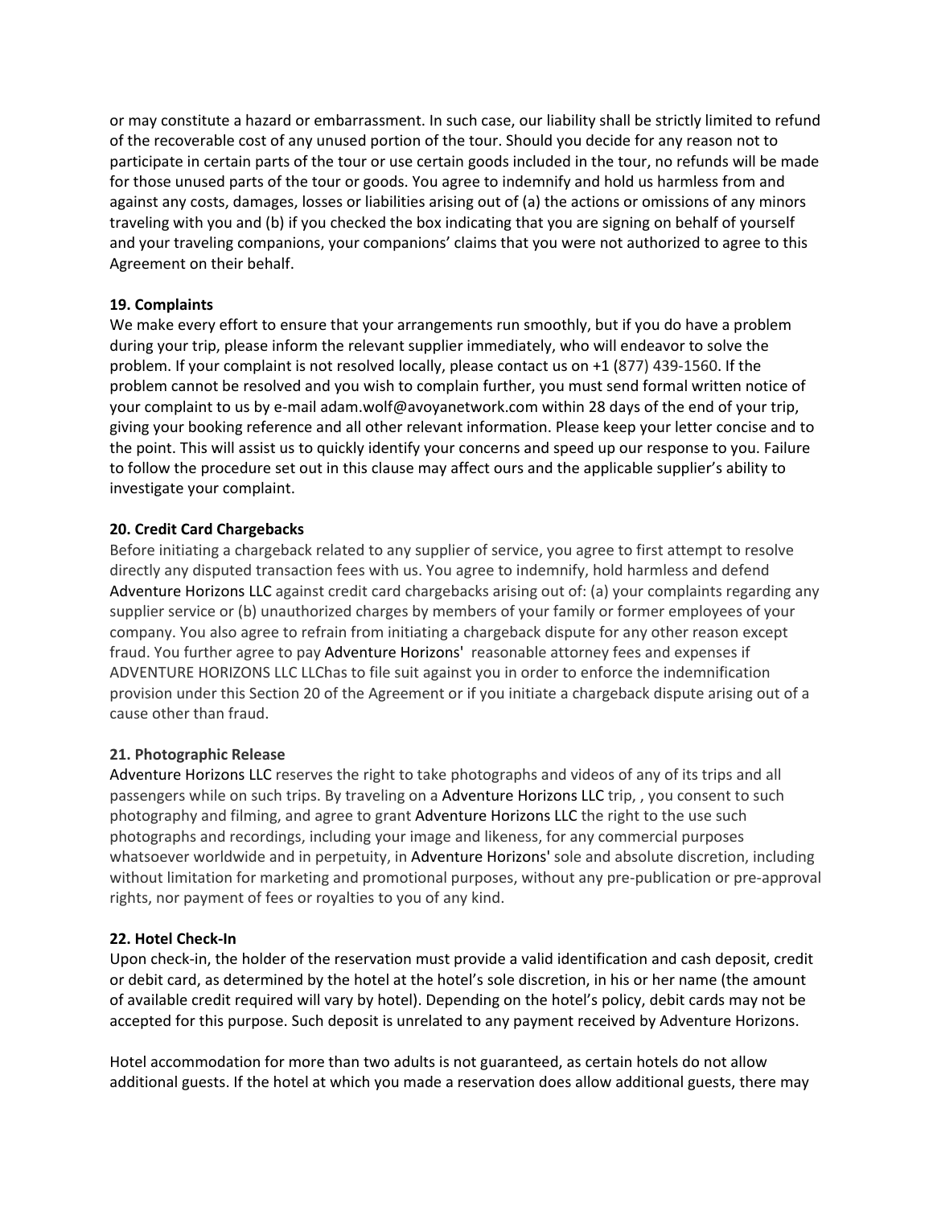or may constitute a hazard or embarrassment. In such case, our liability shall be strictly limited to refund of the recoverable cost of any unused portion of the tour. Should you decide for any reason not to participate in certain parts of the tour or use certain goods included in the tour, no refunds will be made for those unused parts of the tour or goods. You agree to indemnify and hold us harmless from and against any costs, damages, losses or liabilities arising out of (a) the actions or omissions of any minors traveling with you and (b) if you checked the box indicating that you are signing on behalf of yourself and your traveling companions, your companions' claims that you were not authorized to agree to this Agreement on their behalf.

**19. Complaints**

We make every effort to ensure that your arrangements run smoothly, but if you do have a problem during your trip, please inform the relevant supplier immediately, who will endeavor to solve the problem. If your complaint is not resolved locally, please contact us on +1 (877) 439-1560. If the problem cannot be resolved and you wish to complain further, you must send formal written notice of your complaint to us by e-mail adam.wolf@avoyanetwork.com within 28 days of the end of your trip, giving your booking reference and all other relevant information. Please keep your letter concise and to the point. This will assist us to quickly identify your concerns and speed up our response to you. Failure to follow the procedure set out in this clause may affect ours and the applicable supplier's ability to investigate your complaint.

**20. Credit Card Chargebacks**

Before initiating a chargeback related to any supplier of service, you agree to first attempt to resolve directly any disputed transaction fees with us. You agree to indemnify, hold harmless and defend Adventure Horizons LLC against credit card chargebacks arising out of: (a) your complaints regarding any supplier service or (b) unauthorized charges by members of your family or former employees of your company. You also agree to refrain from initiating a chargeback dispute for any other reason except fraud. You further agree to pay Adventure Horizons' reasonable attorney fees and expenses if ADVENTURE HORIZONS LLC LLChas to file suit against you in order to enforce the indemnification provision under this Section 20 of the Agreement or if you initiate a chargeback dispute arising out of a cause other than fraud.

**21. Photographic Release**

Adventure Horizons LLC reserves the right to take photographs and videos of any of its trips and all passengers while on such trips. By traveling on a Adventure Horizons LLC trip, , you consent to such photography and filming, and agree to grant Adventure Horizons LLC the right to the use such photographs and recordings, including your image and likeness, for any commercial purposes whatsoever worldwide and in perpetuity, in Adventure Horizons' sole and absolute discretion, including without limitation for marketing and promotional purposes, without any pre-publication or pre-approval rights, nor payment of fees or royalties to you of any kind.

**22. Hotel Check-In**

Upon check-in, the holder of the reservation must provide a valid identification and cash deposit, credit or debit card, as determined by the hotel at the hotel's sole discretion, in his or her name (the amount of available credit required will vary by hotel). Depending on the hotel's policy, debit cards may not be accepted for this purpose. Such deposit is unrelated to any payment received by Adventure Horizons.

Hotel accommodation for more than two adults is not guaranteed, as certain hotels do not allow additional guests. If the hotel at which you made a reservation does allow additional guests, there may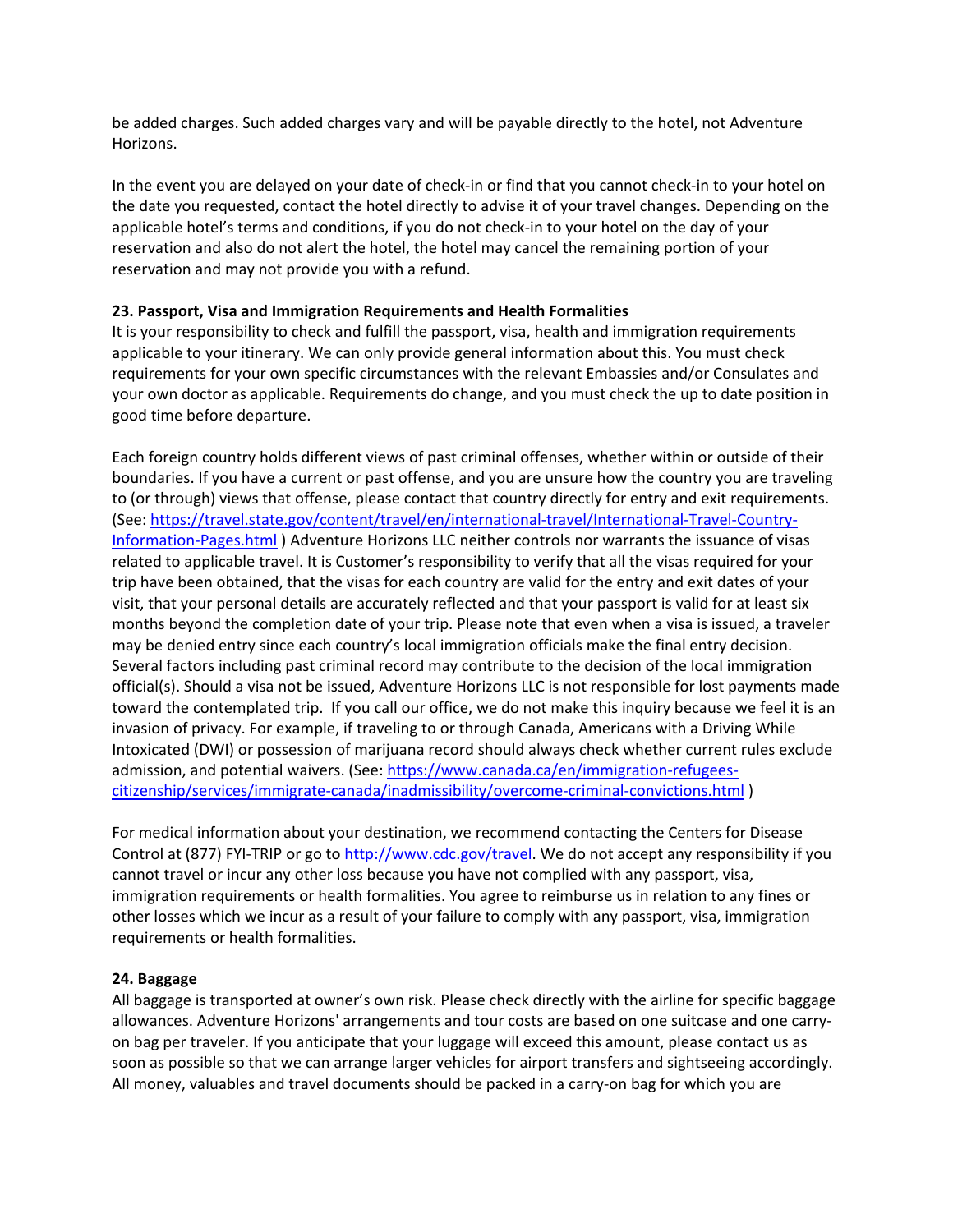be added charges. Such added charges vary and will be payable directly to the hotel, not Adventure Horizons.

In the event you are delayed on your date of check-in or find that you cannot check-in to your hotel on the date you requested, contact the hotel directly to advise it of your travel changes. Depending on the applicable hotel's terms and conditions, if you do not check-in to your hotel on the day of your reservation and also do not alert the hotel, the hotel may cancel the remaining portion of your reservation and may not provide you with a refund.

**23. Passport, Visa and Immigration Requirements and Health Formalities**

It is your responsibility to check and fulfill the passport, visa, health and immigration requirements applicable to your itinerary. We can only provide general information about this. You must check requirements for your own specific circumstances with the relevant Embassies and/or Consulates and your own doctor as applicable. Requirements do change, and you must check the up to date position in good time before departure.

Each foreign country holds different views of past criminal offenses, whether within or outside of their boundaries. If you have a current or past offense, and you are unsure how the country you are traveling to (or through) views that offense, please contact that country directly for entry and exit requirements. (See: [https://travel.state.gov/content/travel/en/international-travel/International-Travel-Country-Information-Pages.html](https://travel.state.gov/content/travel/en/international-travel/International-Travel-Country-Information-Pages.html) ) Adventure Horizons LLC neither controls nor warrants the issuance of visas related to applicable travel. It is Customer's responsibility to verify that all the visas required for your trip have been obtained, that the visas for each country are valid for the entry and exit dates of your visit, that your personal details are accurately reflected and that your passport is valid for at least six months beyond the completion date of your trip. Please note that even when a visa is issued, a traveler may be denied entry since each country's local immigration officials make the final entry decision. Several factors including past criminal record may contribute to the decision of the local immigration official(s). Should a visa not be issued, Adventure Horizons LLC is not responsible for lost payments made toward the contemplated trip. If you call our office, we do not make this inquiry because we feel it is an invasion of privacy. For example, if traveling to or through Canada, Americans with a Driving While Intoxicated (DWI) or possession of marijuana record should always check whether current rules exclude admission, and potential waivers. (See: [https://www.canada.ca/en/immigration-refugees-citizenship/services/immigrate-canada/inadmissibility/overcome-criminal-convictions.html](https://www.canada.ca/en/immigration-refugees-citizenship/services/immigrate-canada/inadmissibility/overcome-criminal-convictions.html) )

For medical information about your destination, we recommend contacting the Centers for Disease Control at (877) FYI-TRIP or go to [http://www.cdc.gov/travel](http://www.cdc.gov/travel). We do not accept any responsibility if you cannot travel or incur any other loss because you have not complied with any passport, visa, immigration requirements or health formalities. You agree to reimburse us in relation to any fines or other losses which we incur as a result of your failure to comply with any passport, visa, immigration requirements or health formalities.

**24. Baggage**

All baggage is transported at owner's own risk. Please check directly with the airline for specific baggage allowances. Adventure Horizons' arrangements and tour costs are based on one suitcase and one carry-on bag per traveler. If you anticipate that your luggage will exceed this amount, please contact us as soon as possible so that we can arrange larger vehicles for airport transfers and sightseeing accordingly. All money, valuables and travel documents should be packed in a carry-on bag for which you are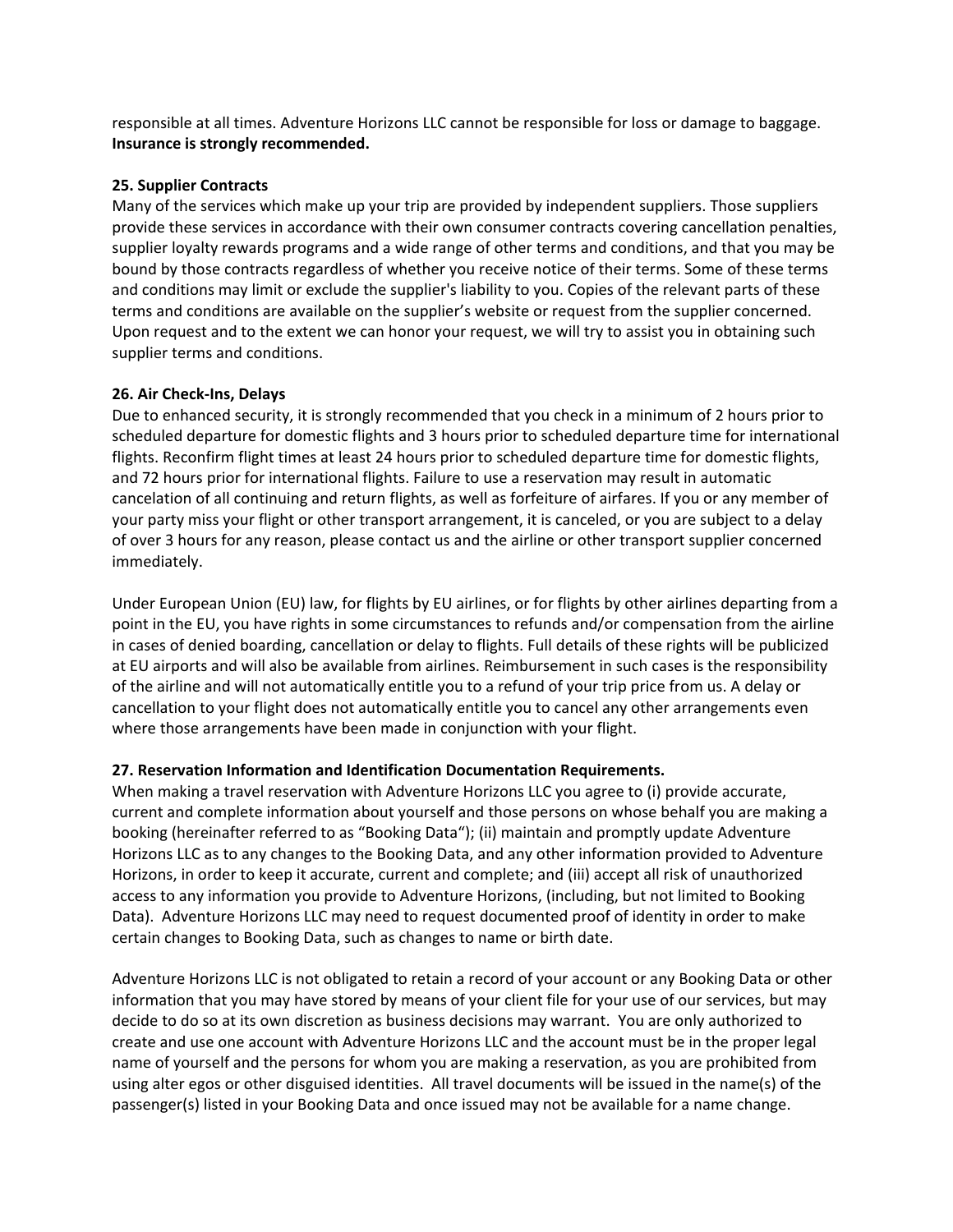responsible at all times. Adventure Horizons LLC cannot be responsible for loss or damage to baggage. **Insurance is strongly recommended.**

**25. Supplier Contracts**

Many of the services which make up your trip are provided by independent suppliers. Those suppliers provide these services in accordance with their own consumer contracts covering cancellation penalties, supplier loyalty rewards programs and a wide range of other terms and conditions, and that you may be bound by those contracts regardless of whether you receive notice of their terms. Some of these terms and conditions may limit or exclude the supplier's liability to you. Copies of the relevant parts of these terms and conditions are available on the supplier's website or request from the supplier concerned. Upon request and to the extent we can honor your request, we will try to assist you in obtaining such supplier terms and conditions.

**26. Air Check-Ins, Delays**

Due to enhanced security, it is strongly recommended that you check in a minimum of 2 hours prior to scheduled departure for domestic flights and 3 hours prior to scheduled departure time for international flights. Reconfirm flight times at least 24 hours prior to scheduled departure time for domestic flights, and 72 hours prior for international flights. Failure to use a reservation may result in automatic cancelation of all continuing and return flights, as well as forfeiture of airfares. If you or any member of your party miss your flight or other transport arrangement, it is canceled, or you are subject to a delay of over 3 hours for any reason, please contact us and the airline or other transport supplier concerned immediately.

Under European Union (EU) law, for flights by EU airlines, or for flights by other airlines departing from a point in the EU, you have rights in some circumstances to refunds and/or compensation from the airline in cases of denied boarding, cancellation or delay to flights. Full details of these rights will be publicized at EU airports and will also be available from airlines. Reimbursement in such cases is the responsibility of the airline and will not automatically entitle you to a refund of your trip price from us. A delay or cancellation to your flight does not automatically entitle you to cancel any other arrangements even where those arrangements have been made in conjunction with your flight.

**27. Reservation Information and Identification Documentation Requirements.**

When making a travel reservation with Adventure Horizons LLC you agree to (i) provide accurate, current and complete information about yourself and those persons on whose behalf you are making a booking (hereinafter referred to as "Booking Data"); (ii) maintain and promptly update Adventure Horizons LLC as to any changes to the Booking Data, and any other information provided to Adventure Horizons, in order to keep it accurate, current and complete; and (iii) accept all risk of unauthorized access to any information you provide to Adventure Horizons, (including, but not limited to Booking Data). Adventure Horizons LLC may need to request documented proof of identity in order to make certain changes to Booking Data, such as changes to name or birth date.

Adventure Horizons LLC is not obligated to retain a record of your account or any Booking Data or other information that you may have stored by means of your client file for your use of our services, but may decide to do so at its own discretion as business decisions may warrant. You are only authorized to create and use one account with Adventure Horizons LLC and the account must be in the proper legal name of yourself and the persons for whom you are making a reservation, as you are prohibited from using alter egos or other disguised identities. All travel documents will be issued in the name(s) of the passenger(s) listed in your Booking Data and once issued may not be available for a name change.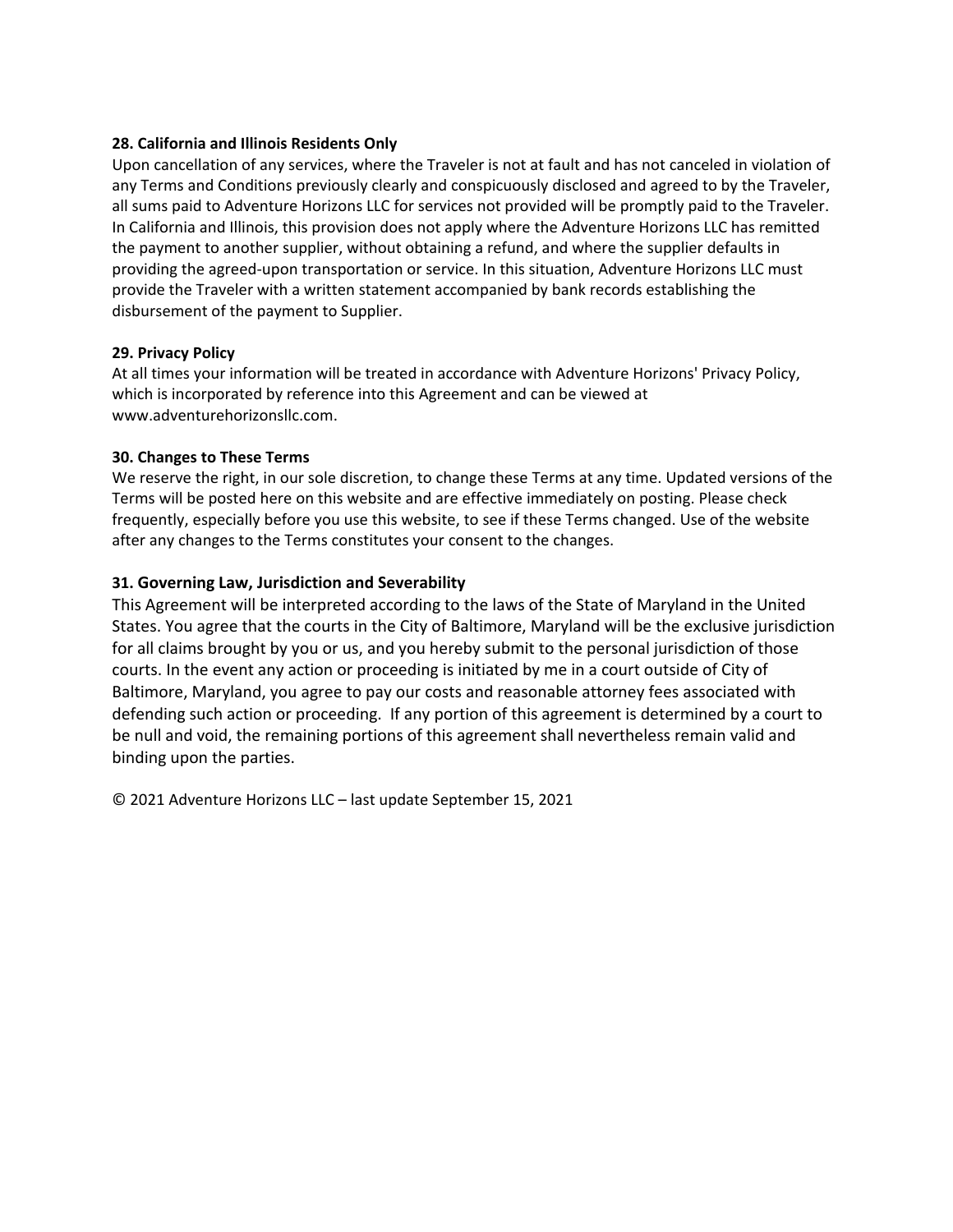**28. California and Illinois Residents Only**

Upon cancellation of any services, where the Traveler is not at fault and has not canceled in violation of any Terms and Conditions previously clearly and conspicuously disclosed and agreed to by the Traveler, all sums paid to Adventure Horizons LLC for services not provided will be promptly paid to the Traveler. In California and Illinois, this provision does not apply where the Adventure Horizons LLC has remitted the payment to another supplier, without obtaining a refund, and where the supplier defaults in providing the agreed-upon transportation or service. In this situation, Adventure Horizons LLC must provide the Traveler with a written statement accompanied by bank records establishing the disbursement of the payment to Supplier.

**29. Privacy Policy**

At all times your information will be treated in accordance with Adventure Horizons' Privacy Policy, which is incorporated by reference into this Agreement and can be viewed at www.adventurehorizonsllc.com.

**30. Changes to These Terms**

We reserve the right, in our sole discretion, to change these Terms at any time. Updated versions of the Terms will be posted here on this website and are effective immediately on posting. Please check frequently, especially before you use this website, to see if these Terms changed. Use of the website after any changes to the Terms constitutes your consent to the changes.

**31. Governing Law, Jurisdiction and Severability**

This Agreement will be interpreted according to the laws of the State of Maryland in the United States. You agree that the courts in the City of Baltimore, Maryland will be the exclusive jurisdiction for all claims brought by you or us, and you hereby submit to the personal jurisdiction of those courts. In the event any action or proceeding is initiated by me in a court outside of City of Baltimore, Maryland, you agree to pay our costs and reasonable attorney fees associated with defending such action or proceeding. If any portion of this agreement is determined by a court to be null and void, the remaining portions of this agreement shall nevertheless remain valid and binding upon the parties.

© 2021 Adventure Horizons LLC – last update September 15, 2021